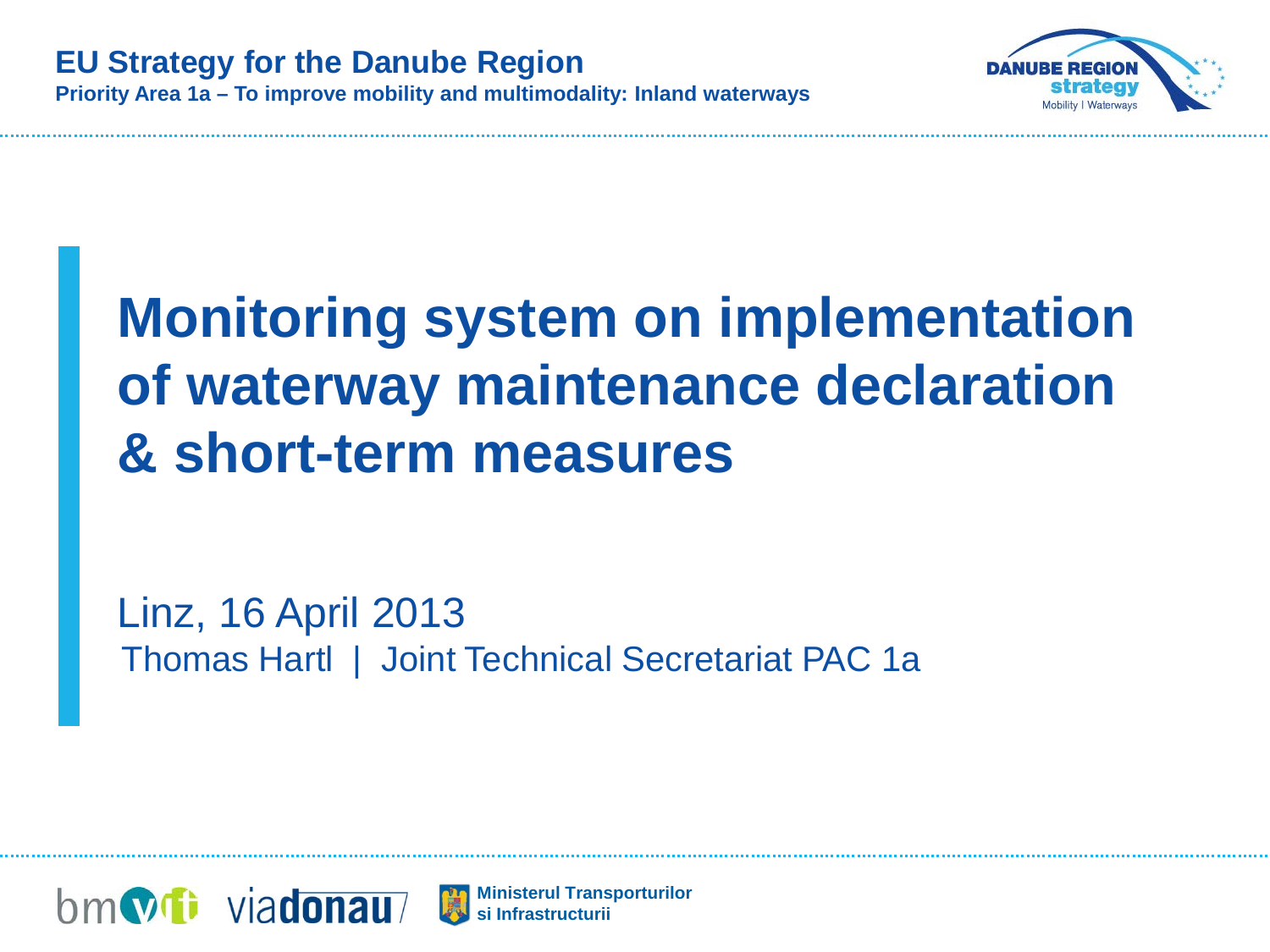**EU Strategy for the Danube Region**

**Priority Area 1a – To improve mobility and multimodality: Inland waterways**

# Monitoring system on implementation of waterway maintenance declaration & short-term measures

Linz, 16 April 2013

Thomas Hartl | Joint Technical Secretariat PAC 1a

**Ministerul Transporturilor si Infrastructurii**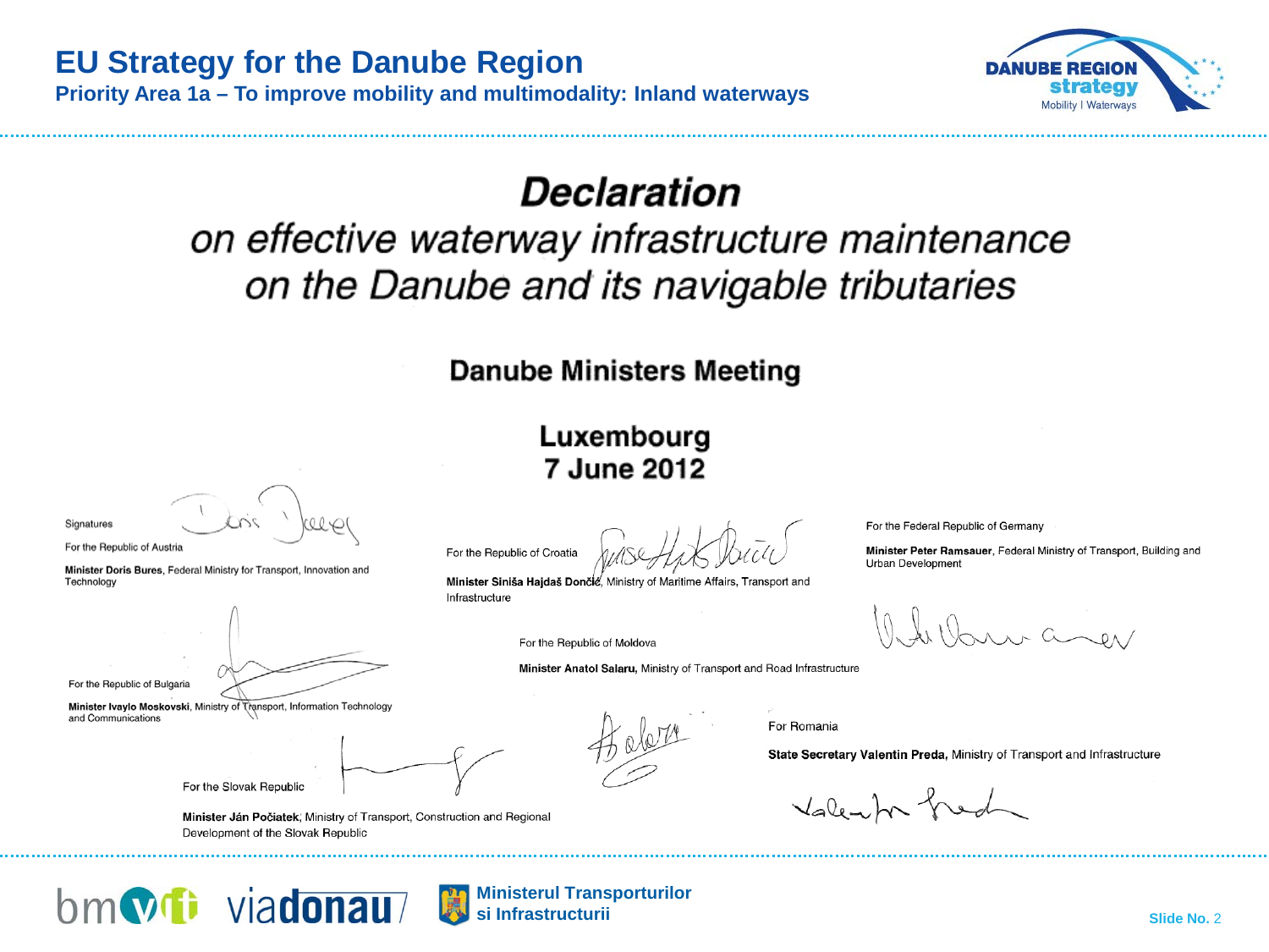# EU Strategy for the Danube Region

**Priority Area 1a – To improve mobility and multimodality: Inland waterways**

# *Declaration*

## *on effective waterway infrastructure maintenance on the Danube and its navigable tributaries*

### Danube Ministers Meeting

### Luxembourg
### 7 June 2012

Signatures

For the Republic of Austria

**Minister Doris Bures**, Federal Ministry for Transport, Innovation and Technology

For the Republic of Croatia

**Minister Siniša Hajdaš Dončić**, Ministry of Maritime Affairs, Transport and Infrastructure

For the Federal Republic of Germany

**Minister Peter Ramsauer**, Federal Ministry of Transport, Building and Urban Development

For the Republic of Bulgaria

**Minister Ivaylo Moskovski**, Ministry of Transport, Information Technology and Communications

For the Republic of Moldova

**Minister Anatol Salaru,** Ministry of Transport and Road Infrastructure

For the Slovak Republic

**Minister Ján Počiatek**; Ministry of Transport, Construction and Regional Development of the Slovak Republic

For Romania

**State Secretary Valentin Preda,** Ministry of Transport and Infrastructure

Ministerul Transporturilor si Infrastructurii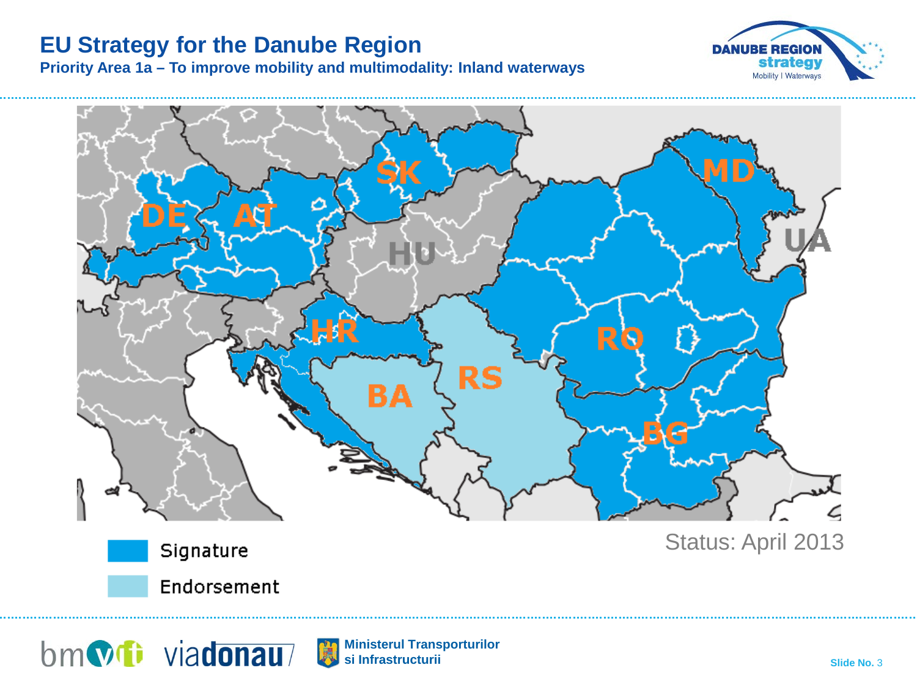# EU Strategy for the Danube Region

## Priority Area 1a – To improve mobility and multimodality: Inland waterways

DE AT SK HU MD UA HR RO RS BA BG

Signature

Endorsement

Status: April 2013

Ministerul Transporturilor si Infrastructurii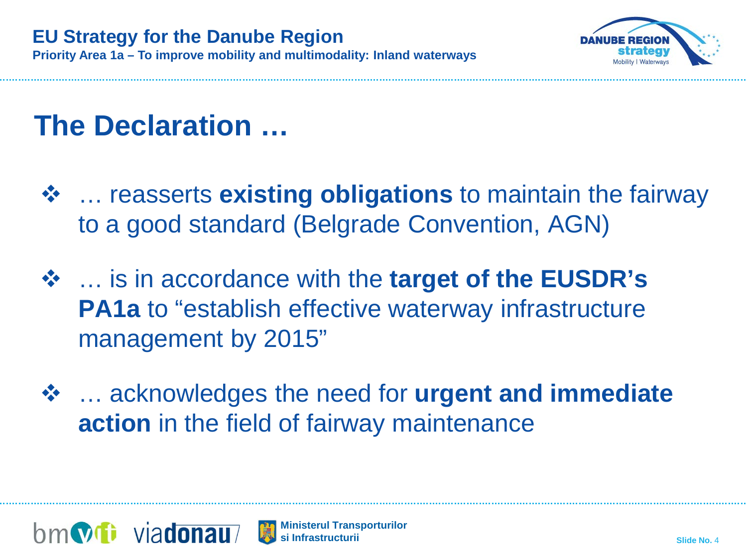# The Declaration …

- … reasserts **existing obligations** to maintain the fairway to a good standard (Belgrade Convention, AGN)
- … is in accordance with the **target of the EUSDR's PA1a** to "establish effective waterway infrastructure management by 2015"
- … acknowledges the need for **urgent and immediate action** in the field of fairway maintenance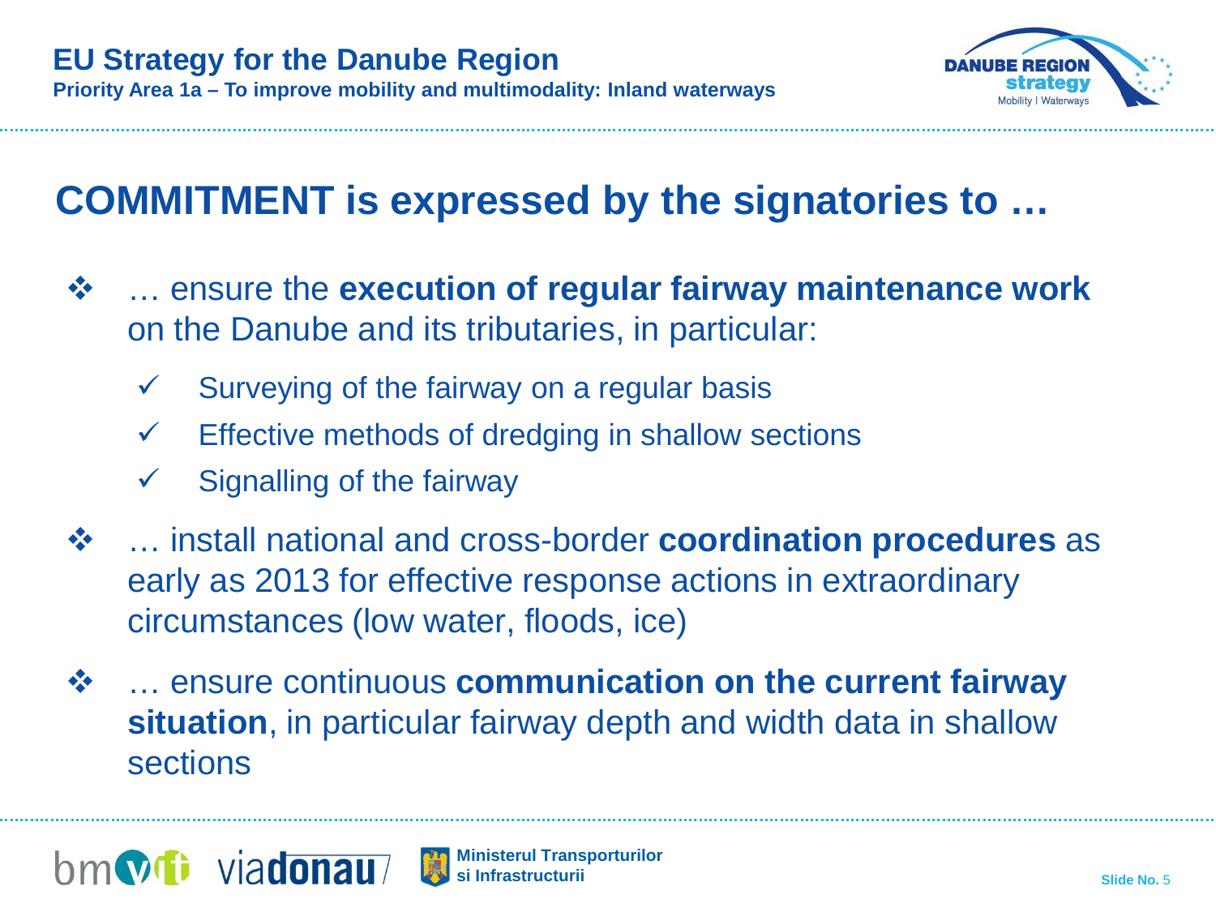# COMMITMENT is expressed by the signatories to …

- … ensure the **execution of regular fairway maintenance work** on the Danube and its tributaries, in particular:
  - ✓ Surveying of the fairway on a regular basis
  - ✓ Effective methods of dredging in shallow sections
  - ✓ Signalling of the fairway
- … install national and cross-border **coordination procedures** as early as 2013 for effective response actions in extraordinary circumstances (low water, floods, ice)
- … ensure continuous **communication on the current fairway situation**, in particular fairway depth and width data in shallow sections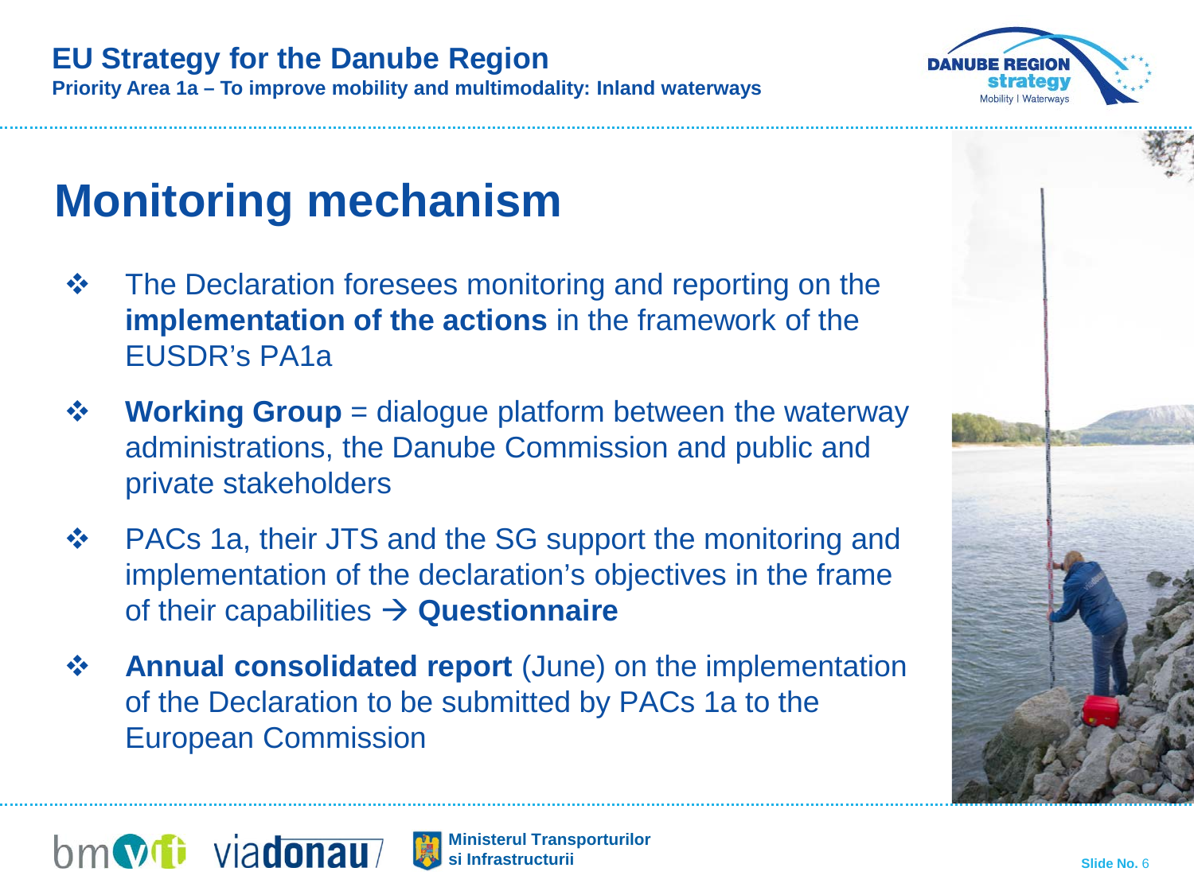# Monitoring mechanism

- The Declaration foresees monitoring and reporting on the **implementation of the actions** in the framework of the EUSDR's PA1a
- **Working Group** = dialogue platform between the waterway administrations, the Danube Commission and public and private stakeholders
- PACs 1a, their JTS and the SG support the monitoring and implementation of the declaration's objectives in the frame of their capabilities → **Questionnaire**
- **Annual consolidated report** (June) on the implementation of the Declaration to be submitted by PACs 1a to the European Commission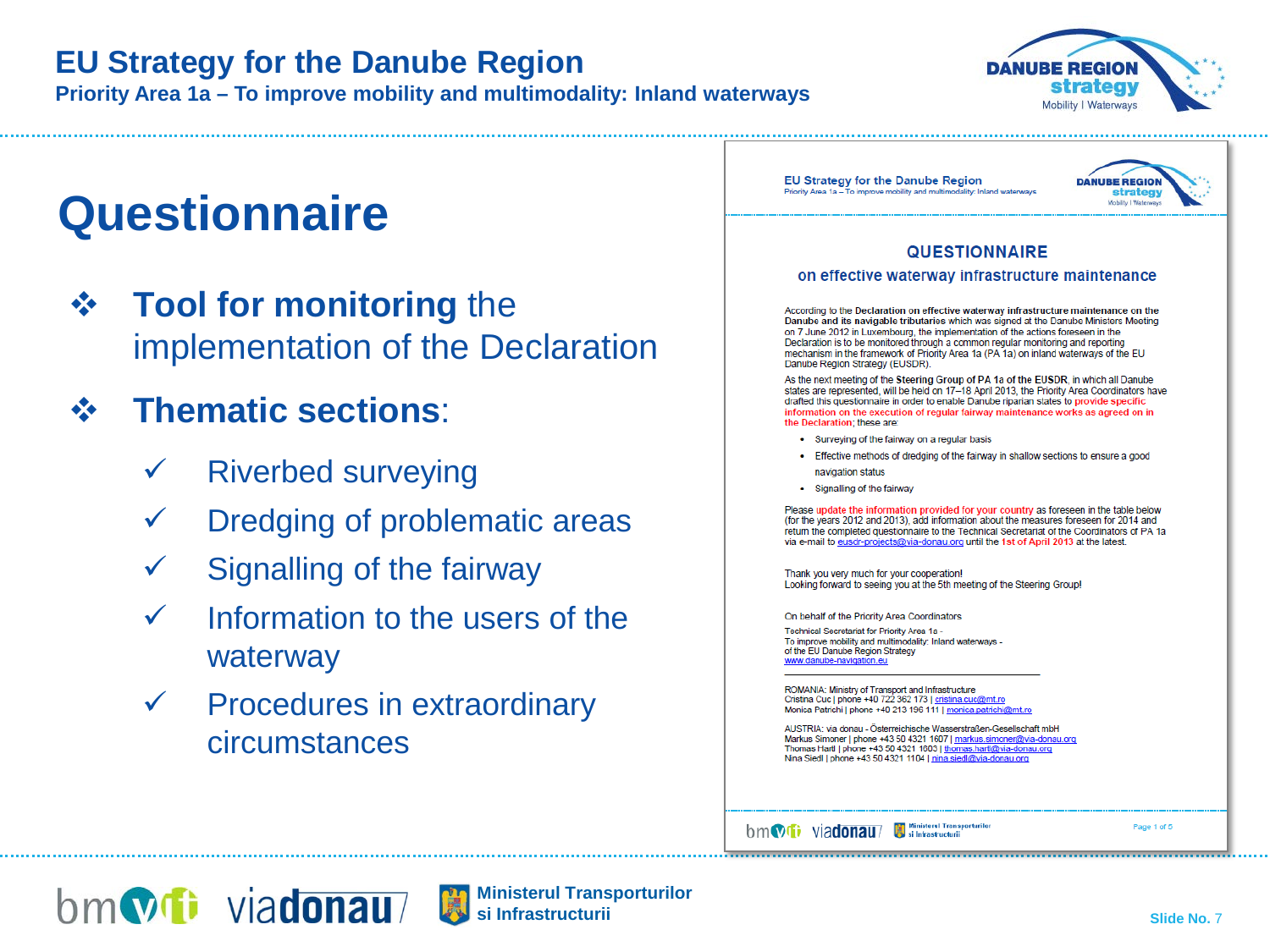# Questionnaire

- **Tool for monitoring** the implementation of the Declaration
- **Thematic sections**:
  - ✓ Riverbed surveying
  - ✓ Dredging of problematic areas
  - ✓ Signalling of the fairway
  - ✓ Information to the users of the waterway
  - ✓ Procedures in extraordinary circumstances

EU Strategy for the Danube Region
Priority Area 1a – To improve mobility and multimodality: Inland waterways

## QUESTIONNAIRE

### on effective waterway infrastructure maintenance

According to the **Declaration on effective waterway infrastructure maintenance on the Danube and its navigable tributaries** which was signed at the Danube Ministers Meeting on 7 June 2012 in Luxembourg, the implementation of the actions foreseen in the Declaration is to be monitored through a common regular monitoring and reporting mechanism in the framework of Priority Area 1a (PA 1a) on inland waterways of the EU Danube Region Strategy (EUSDR).

As the next meeting of the **Steering Group of PA 1a of the EUSDR**, in which all Danube states are represented, will be held on 17–18 April 2013, the Priority Area Coordinators have drafted this questionnaire in order to enable Danube riparian states to provide specific information on the execution of regular fairway maintenance works as agreed on in the Declaration; these are:

- Surveying of the fairway on a regular basis
- Effective methods of dredging of the fairway in shallow sections to ensure a good navigation status
- Signalling of the fairway

Please update the information provided for your country as foreseen in the table below (for the years 2012 and 2013), add information about the measures foreseen for 2014 and return the completed questionnaire to the Technical Secretariat of the Coordinators of PA 1a via e-mail to eusdr-projects@via-donau.org until the 1st of April 2013 at the latest.

Thank you very much for your cooperation!
Looking forward to seeing you at the 5th meeting of the Steering Group!

On behalf of the Priority Area Coordinators

Technical Secretariat for Priority Area 1a -
To improve mobility and multimodality: Inland waterways -
of the EU Danube Region Strategy
www.danube-navigation.eu

ROMANIA: Ministry of Transport and Infrastructure
Cristina Cuc | phone +40 722 362 173 | cristina.cuc@mt.ro
Monica Patrichi | phone +40 213 196 111 | monica.patrichi@mt.ro

AUSTRIA: via donau - Österreichische Wasserstraßen-Gesellschaft mbH
Markus Simoner | phone +43 50 4321 1607 | markus.simoner@via-donau.org
Thomas Hartl | phone +43 50 4321 1603 | thomas.hartl@via-donau.org
Nina Siedl | phone +43 50 4321 1104 | nina.siedl@via-donau.org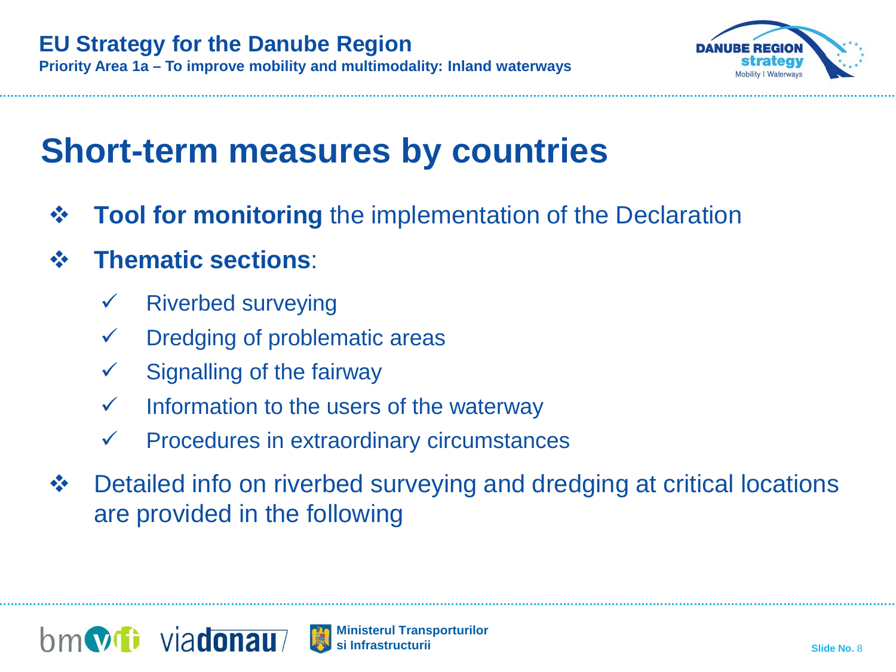# Short-term measures by countries

- **Tool for monitoring** the implementation of the Declaration
- **Thematic sections**:
  - ✓ Riverbed surveying
  - ✓ Dredging of problematic areas
  - ✓ Signalling of the fairway
  - ✓ Information to the users of the waterway
  - ✓ Procedures in extraordinary circumstances
- Detailed info on riverbed surveying and dredging at critical locations are provided in the following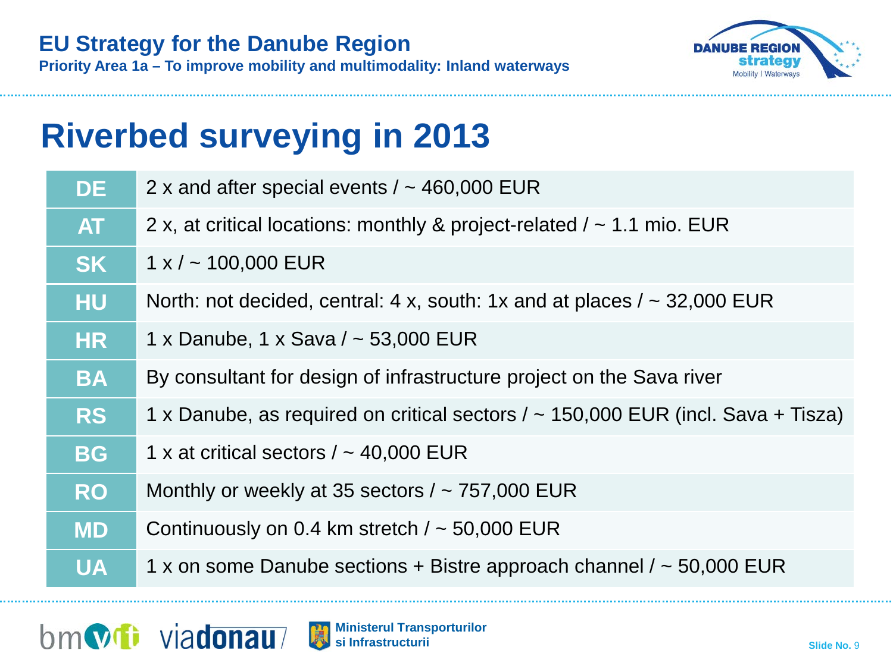# Riverbed surveying in 2013

| | |
|---|---|
| **DE** | 2 x and after special events / ~ 460,000 EUR |
| **AT** | 2 x, at critical locations: monthly & project-related / ~ 1.1 mio. EUR |
| **SK** | 1 x / ~ 100,000 EUR |
| **HU** | North: not decided, central: 4 x, south: 1x and at places / ~ 32,000 EUR |
| **HR** | 1 x Danube, 1 x Sava / ~ 53,000 EUR |
| **BA** | By consultant for design of infrastructure project on the Sava river |
| **RS** | 1 x Danube, as required on critical sectors / ~ 150,000 EUR (incl. Sava + Tisza) |
| **BG** | 1 x at critical sectors / ~ 40,000 EUR |
| **RO** | Monthly or weekly at 35 sectors / ~ 757,000 EUR |
| **MD** | Continuously on 0.4 km stretch / ~ 50,000 EUR |
| **UA** | 1 x on some Danube sections + Bistre approach channel / ~ 50,000 EUR |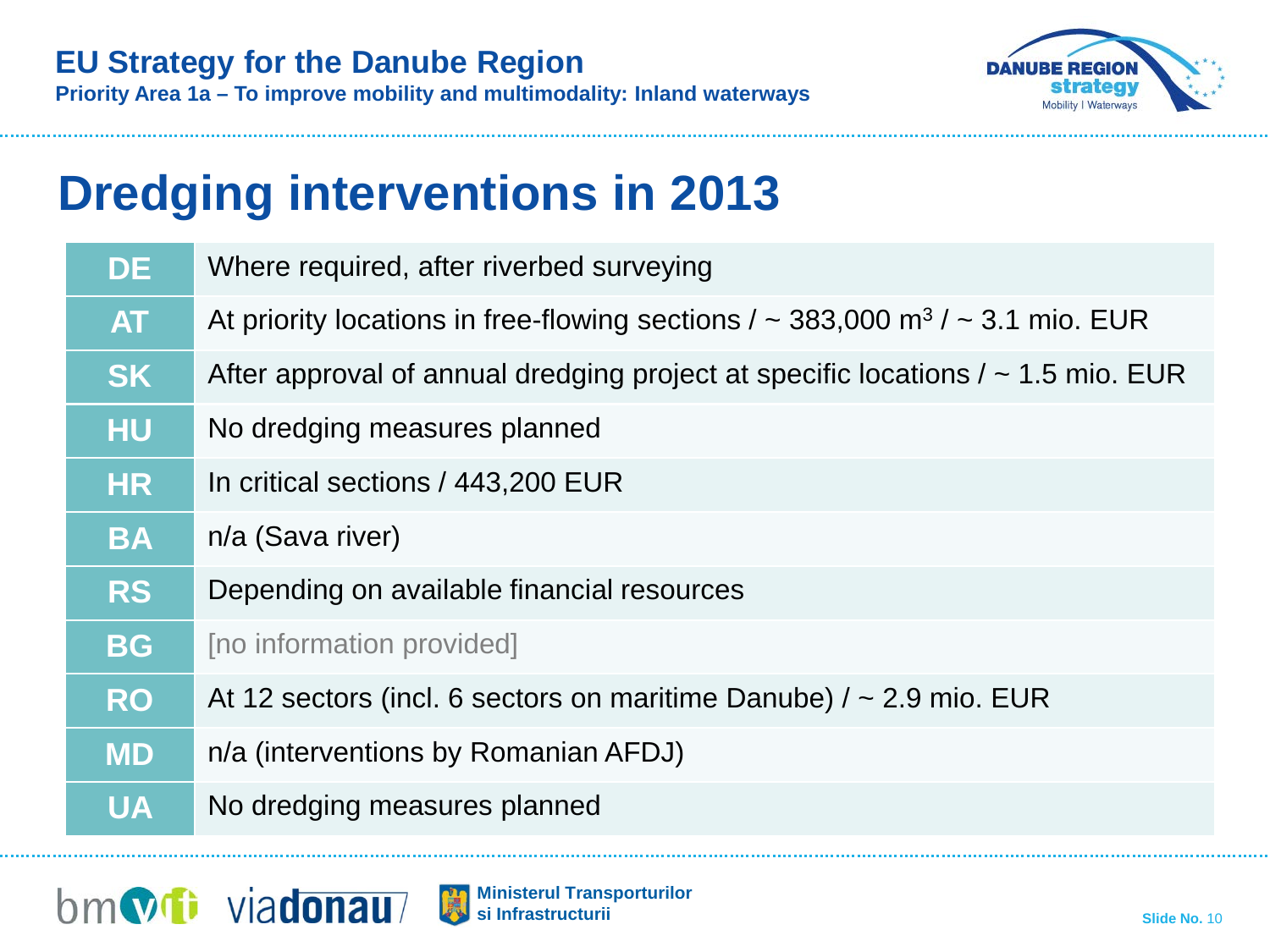# Dredging interventions in 2013

| | |
|---|---|
| **DE** | Where required, after riverbed surveying |
| **AT** | At priority locations in free-flowing sections / ~ 383,000 $m^3$ / ~ 3.1 mio. EUR |
| **SK** | After approval of annual dredging project at specific locations / ~ 1.5 mio. EUR |
| **HU** | No dredging measures planned |
| **HR** | In critical sections / 443,200 EUR |
| **BA** | n/a (Sava river) |
| **RS** | Depending on available financial resources |
| **BG** | [no information provided] |
| **RO** | At 12 sectors (incl. 6 sectors on maritime Danube) / ~ 2.9 mio. EUR |
| **MD** | n/a (interventions by Romanian AFDJ) |
| **UA** | No dredging measures planned |